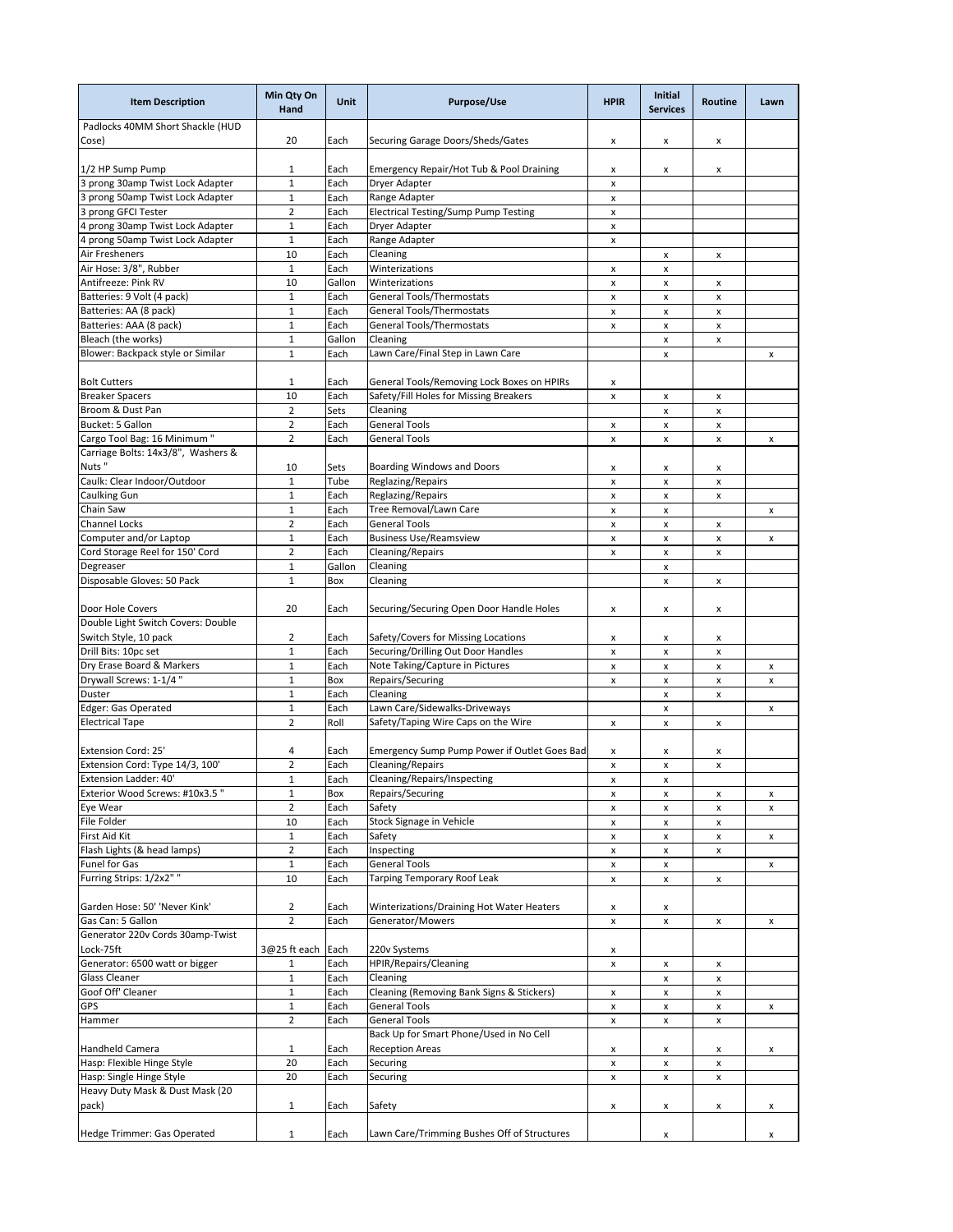| Item Description | Min Qty On Hand | Unit | Purpose/Use | HPIR | Initial Services | Routine | Lawn |
|---|---|---|---|---|---|---|---|
| Padlocks 40MM Short Shackle (HUD Cose) | 20 | Each | Securing Garage Doors/Sheds/Gates | x | x | x | |
| 1/2 HP Sump Pump | 1 | Each | Emergency Repair/Hot Tub & Pool Draining | x | x | x | |
| 3 prong 30amp Twist Lock Adapter | 1 | Each | Dryer Adapter | x | | | |
| 3 prong 50amp Twist Lock Adapter | 1 | Each | Range Adapter | x | | | |
| 3 prong GFCI Tester | 2 | Each | Electrical Testing/Sump Pump Testing | x | | | |
| 4 prong 30amp Twist Lock Adapter | 1 | Each | Dryer Adapter | x | | | |
| 4 prong 50amp Twist Lock Adapter | 1 | Each | Range Adapter | x | | | |
| Air Fresheners | 10 | Each | Cleaning | | x | x | |
| Air Hose: 3/8", Rubber | 1 | Each | Winterizations | x | x | | |
| Antifreeze: Pink RV | 10 | Gallon | Winterizations | x | x | x | |
| Batteries: 9 Volt (4 pack) | 1 | Each | General Tools/Thermostats | x | x | x | |
| Batteries: AA (8 pack) | 1 | Each | General Tools/Thermostats | x | x | x | |
| Batteries: AAA (8 pack) | 1 | Each | General Tools/Thermostats | x | x | x | |
| Bleach (the works) | 1 | Gallon | Cleaning | | x | x | |
| Blower: Backpack style or Similar | 1 | Each | Lawn Care/Final Step in Lawn Care | | x | | x |
| Bolt Cutters | 1 | Each | General Tools/Removing Lock Boxes on HPIRs | x | | | |
| Breaker Spacers | 10 | Each | Safety/Fill Holes for Missing Breakers | x | x | x | |
| Broom & Dust Pan | 2 | Sets | Cleaning | | x | x | |
| Bucket: 5 Gallon | 2 | Each | General Tools | x | x | x | |
| Cargo Tool Bag: 16 Minimum " | 2 | Each | General Tools | x | x | x | x |
| Carriage Bolts: 14x3/8", Washers & Nuts " | 10 | Sets | Boarding Windows and Doors | x | x | x | |
| Caulk: Clear Indoor/Outdoor | 1 | Tube | Reglazing/Repairs | x | x | x | |
| Caulking Gun | 1 | Each | Reglazing/Repairs | x | x | x | |
| Chain Saw | 1 | Each | Tree Removal/Lawn Care | x | x | | x |
| Channel Locks | 2 | Each | General Tools | x | x | x | |
| Computer and/or Laptop | 1 | Each | Business Use/Reamsview | x | x | x | x |
| Cord Storage Reel for 150' Cord | 2 | Each | Cleaning/Repairs | x | x | x | |
| Degreaser | 1 | Gallon | Cleaning | | x | | |
| Disposable Gloves: 50 Pack | 1 | Box | Cleaning | | x | x | |
| Door Hole Covers | 20 | Each | Securing/Securing Open Door Handle Holes | x | x | x | |
| Double Light Switch Covers: Double Switch Style, 10 pack | 2 | Each | Safety/Covers for Missing Locations | x | x | x | |
| Drill Bits: 10pc set | 1 | Each | Securing/Drilling Out Door Handles | x | x | x | |
| Dry Erase Board & Markers | 1 | Each | Note Taking/Capture in Pictures | x | x | x | x |
| Drywall Screws: 1-1/4 " | 1 | Box | Repairs/Securing | x | x | x | x |
| Duster | 1 | Each | Cleaning | | x | x | |
| Edger: Gas Operated | 1 | Each | Lawn Care/Sidewalks-Driveways | | x | | x |
| Electrical Tape | 2 | Roll | Safety/Taping Wire Caps on the Wire | x | x | x | |
| Extension Cord: 25' | 4 | Each | Emergency Sump Pump Power if Outlet Goes Bad | x | x | x | |
| Extension Cord: Type 14/3, 100' | 2 | Each | Cleaning/Repairs | x | x | x | |
| Extension Ladder: 40' | 1 | Each | Cleaning/Repairs/Inspecting | x | x | | |
| Exterior Wood Screws: #10x3.5 " | 1 | Box | Repairs/Securing | x | x | x | x |
| Eye Wear | 2 | Each | Safety | x | x | x | x |
| File Folder | 10 | Each | Stock Signage in Vehicle | x | x | x | |
| First Aid Kit | 1 | Each | Safety | x | x | x | x |
| Flash Lights (& head lamps) | 2 | Each | Inspecting | x | x | x | |
| Funel for Gas | 1 | Each | General Tools | x | x | | x |
| Furring Strips: 1/2x2" " | 10 | Each | Tarping Temporary Roof Leak | x | x | x | |
| Garden Hose: 50' 'Never Kink' | 2 | Each | Winterizations/Draining Hot Water Heaters | x | x | | |
| Gas Can: 5 Gallon | 2 | Each | Generator/Mowers | x | x | x | x |
| Generator 220v Cords 30amp-Twist Lock-75ft | 3@25 ft each | Each | 220v Systems | x | | | |
| Generator: 6500 watt or bigger | 1 | Each | HPIR/Repairs/Cleaning | x | x | x | |
| Glass Cleaner | 1 | Each | Cleaning | | x | x | |
| Goof Off' Cleaner | 1 | Each | Cleaning (Removing Bank Signs & Stickers) | x | x | x | |
| GPS | 1 | Each | General Tools | x | x | x | x |
| Hammer | 2 | Each | General Tools | x | x | x | |
| Handheld Camera | 1 | Each | Back Up for Smart Phone/Used in No Cell Reception Areas | x | x | x | x |
| Hasp: Flexible Hinge Style | 20 | Each | Securing | x | x | x | |
| Hasp: Single Hinge Style | 20 | Each | Securing | x | x | x | |
| Heavy Duty Mask & Dust Mask (20 pack) | 1 | Each | Safety | x | x | x | x |
| Hedge Trimmer: Gas Operated | 1 | Each | Lawn Care/Trimming Bushes Off of Structures | | x | | x |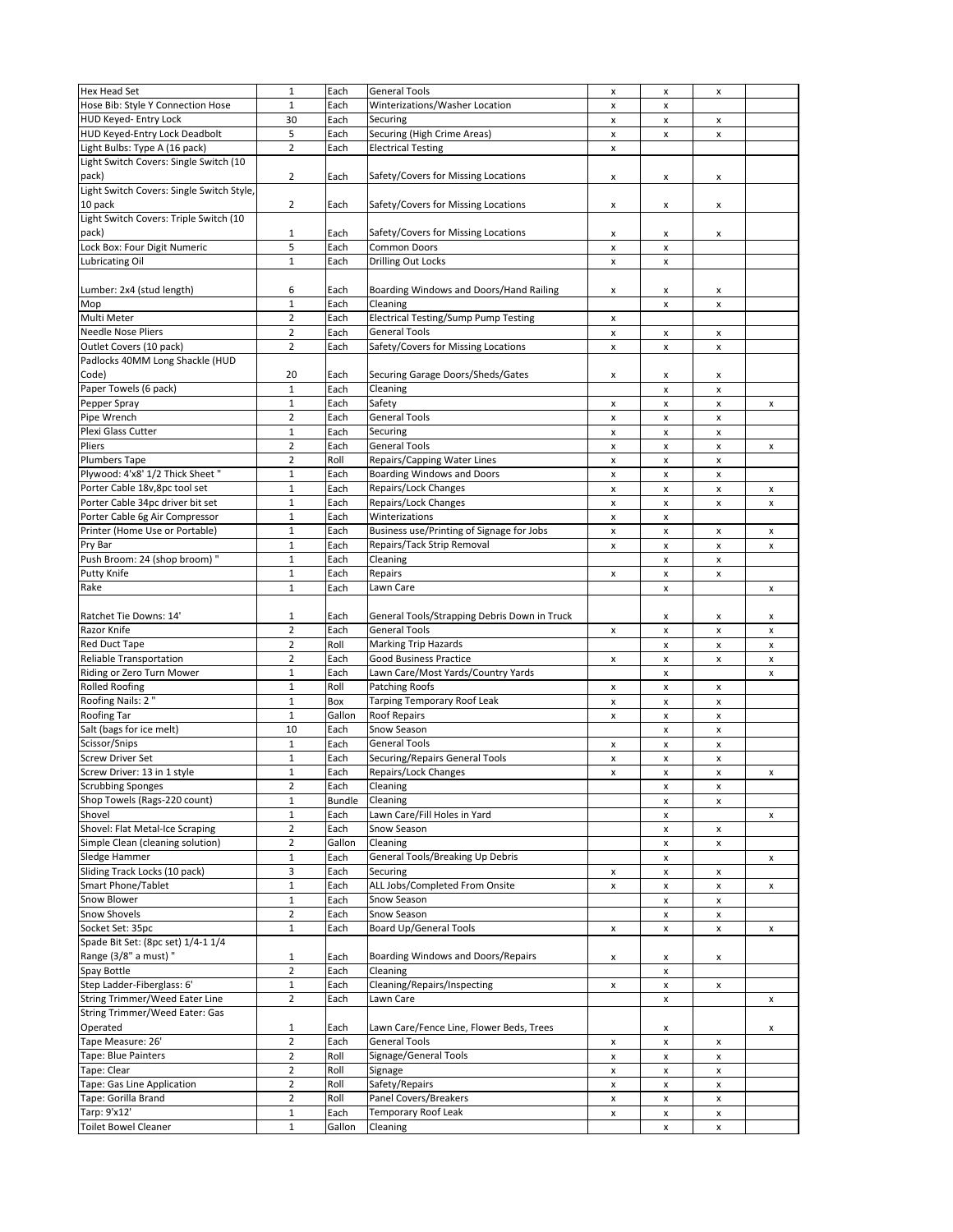| | | | | | | | |
|---|---|---|---|---|---|---|---|
| Hex Head Set | 1 | Each | General Tools | x | x | x | |
| Hose Bib: Style Y Connection Hose | 1 | Each | Winterizations/Washer Location | x | x | | |
| HUD Keyed- Entry Lock | 30 | Each | Securing | x | x | x | |
| HUD Keyed-Entry Lock Deadbolt | 5 | Each | Securing (High Crime Areas) | x | x | x | |
| Light Bulbs: Type A (16 pack) | 2 | Each | Electrical Testing | x | | | |
| Light Switch Covers: Single Switch (10 pack) | 2 | Each | Safety/Covers for Missing Locations | x | x | x | |
| Light Switch Covers: Single Switch Style, 10 pack | 2 | Each | Safety/Covers for Missing Locations | x | x | x | |
| Light Switch Covers: Triple Switch (10 pack) | 1 | Each | Safety/Covers for Missing Locations | x | x | x | |
| Lock Box: Four Digit Numeric | 5 | Each | Common Doors | x | x | | |
| Lubricating Oil | 1 | Each | Drilling Out Locks | x | x | | |
| Lumber: 2x4 (stud length) | 6 | Each | Boarding Windows and Doors/Hand Railing | x | x | x | |
| Mop | 1 | Each | Cleaning | | x | x | |
| Multi Meter | 2 | Each | Electrical Testing/Sump Pump Testing | x | | | |
| Needle Nose Pliers | 2 | Each | General Tools | x | x | x | |
| Outlet Covers (10 pack) | 2 | Each | Safety/Covers for Missing Locations | x | x | x | |
| Padlocks 40MM Long Shackle (HUD Code) | 20 | Each | Securing Garage Doors/Sheds/Gates | x | x | x | |
| Paper Towels (6 pack) | 1 | Each | Cleaning | | x | x | |
| Pepper Spray | 1 | Each | Safety | x | x | x | x |
| Pipe Wrench | 2 | Each | General Tools | x | x | x | |
| Plexi Glass Cutter | 1 | Each | Securing | x | x | x | |
| Pliers | 2 | Each | General Tools | x | x | x | x |
| Plumbers Tape | 2 | Roll | Repairs/Capping Water Lines | x | x | x | |
| Plywood: 4'x8' 1/2 Thick Sheet " | 1 | Each | Boarding Windows and Doors | x | x | x | |
| Porter Cable 18v,8pc tool set | 1 | Each | Repairs/Lock Changes | x | x | x | x |
| Porter Cable 34pc driver bit set | 1 | Each | Repairs/Lock Changes | x | x | x | x |
| Porter Cable 6g Air Compressor | 1 | Each | Winterizations | x | x | | |
| Printer (Home Use or Portable) | 1 | Each | Business use/Printing of Signage for Jobs | x | x | x | x |
| Pry Bar | 1 | Each | Repairs/Tack Strip Removal | x | x | x | x |
| Push Broom: 24 (shop broom) " | 1 | Each | Cleaning | | x | x | |
| Putty Knife | 1 | Each | Repairs | x | x | x | |
| Rake | 1 | Each | Lawn Care | | x | | x |
| Ratchet Tie Downs: 14' | 1 | Each | General Tools/Strapping Debris Down in Truck | | x | x | x |
| Razor Knife | 2 | Each | General Tools | x | x | x | x |
| Red Duct Tape | 2 | Roll | Marking Trip Hazards | | x | x | x |
| Reliable Transportation | 2 | Each | Good Business Practice | x | x | x | x |
| Riding or Zero Turn Mower | 1 | Each | Lawn Care/Most Yards/Country Yards | | x | | x |
| Rolled Roofing | 1 | Roll | Patching Roofs | x | x | x | |
| Roofing Nails: 2 " | 1 | Box | Tarping Temporary Roof Leak | x | x | x | |
| Roofing Tar | 1 | Gallon | Roof Repairs | x | x | x | |
| Salt (bags for ice melt) | 10 | Each | Snow Season | | x | x | |
| Scissor/Snips | 1 | Each | General Tools | x | x | x | |
| Screw Driver Set | 1 | Each | Securing/Repairs General Tools | x | x | x | |
| Screw Driver: 13 in 1 style | 1 | Each | Repairs/Lock Changes | x | x | x | x |
| Scrubbing Sponges | 2 | Each | Cleaning | | x | x | |
| Shop Towels (Rags-220 count) | 1 | Bundle | Cleaning | | x | x | |
| Shovel | 1 | Each | Lawn Care/Fill Holes in Yard | | x | | x |
| Shovel: Flat Metal-Ice Scraping | 2 | Each | Snow Season | | x | x | |
| Simple Clean (cleaning solution) | 2 | Gallon | Cleaning | | x | x | |
| Sledge Hammer | 1 | Each | General Tools/Breaking Up Debris | | x | | x |
| Sliding Track Locks (10 pack) | 3 | Each | Securing | x | x | x | |
| Smart Phone/Tablet | 1 | Each | ALL Jobs/Completed From Onsite | x | x | x | x |
| Snow Blower | 1 | Each | Snow Season | | x | x | |
| Snow Shovels | 2 | Each | Snow Season | | x | x | |
| Socket Set: 35pc | 1 | Each | Board Up/General Tools | x | x | x | x |
| Spade Bit Set: (8pc set) 1/4-1 1/4 Range (3/8" a must) " | 1 | Each | Boarding Windows and Doors/Repairs | x | x | x | |
| Spay Bottle | 2 | Each | Cleaning | | x | | |
| Step Ladder-Fiberglass: 6' | 1 | Each | Cleaning/Repairs/Inspecting | x | x | x | |
| String Trimmer/Weed Eater Line | 2 | Each | Lawn Care | | x | | x |
| String Trimmer/Weed Eater: Gas Operated | 1 | Each | Lawn Care/Fence Line, Flower Beds, Trees | | x | | x |
| Tape Measure: 26' | 2 | Each | General Tools | x | x | x | |
| Tape: Blue Painters | 2 | Roll | Signage/General Tools | x | x | x | |
| Tape: Clear | 2 | Roll | Signage | x | x | x | |
| Tape: Gas Line Application | 2 | Roll | Safety/Repairs | x | x | x | |
| Tape: Gorilla Brand | 2 | Roll | Panel Covers/Breakers | x | x | x | |
| Tarp: 9'x12' | 1 | Each | Temporary Roof Leak | x | x | x | |
| Toilet Bowel Cleaner | 1 | Gallon | Cleaning | | x | x | |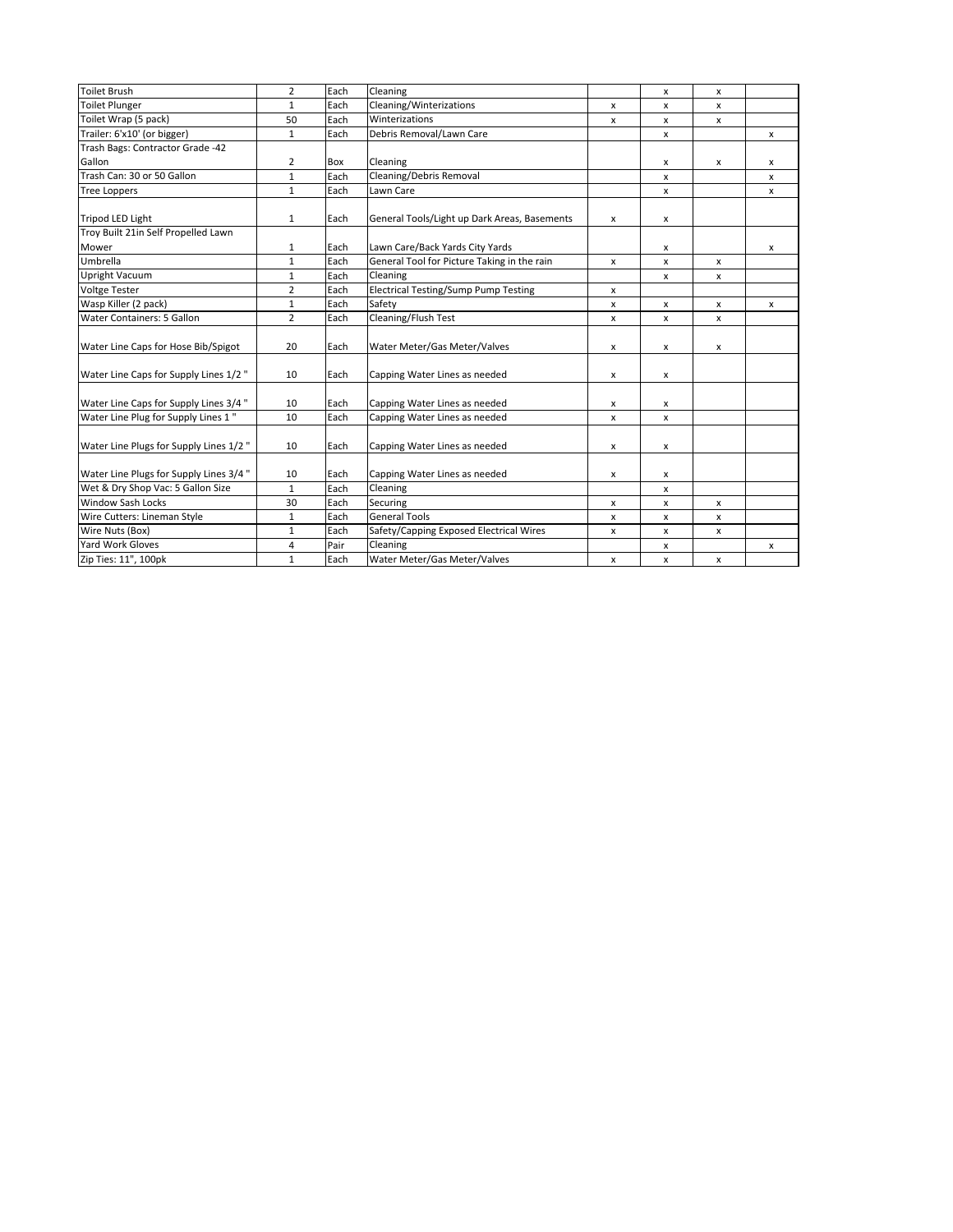| | | | | | | | |
|---|---|---|---|---|---|---|---|
| Toilet Brush | 2 | Each | Cleaning | | x | x | |
| Toilet Plunger | 1 | Each | Cleaning/Winterizations | x | x | x | |
| Toilet Wrap (5 pack) | 50 | Each | Winterizations | x | x | x | |
| Trailer: 6'x10' (or bigger) | 1 | Each | Debris Removal/Lawn Care | | x | | x |
| Trash Bags: Contractor Grade -42 Gallon | 2 | Box | Cleaning | | x | x | x |
| Trash Can: 30 or 50 Gallon | 1 | Each | Cleaning/Debris Removal | | x | | x |
| Tree Loppers | 1 | Each | Lawn Care | | x | | x |
| Tripod LED Light | 1 | Each | General Tools/Light up Dark Areas, Basements | x | x | | |
| Troy Built 21in Self Propelled Lawn Mower | 1 | Each | Lawn Care/Back Yards City Yards | | x | | x |
| Umbrella | 1 | Each | General Tool for Picture Taking in the rain | x | x | x | |
| Upright Vacuum | 1 | Each | Cleaning | | x | x | |
| Voltge Tester | 2 | Each | Electrical Testing/Sump Pump Testing | x | | | |
| Wasp Killer (2 pack) | 1 | Each | Safety | x | x | x | x |
| Water Containers: 5 Gallon | 2 | Each | Cleaning/Flush Test | x | x | x | |
| Water Line Caps for Hose Bib/Spigot | 20 | Each | Water Meter/Gas Meter/Valves | x | x | x | |
| Water Line Caps for Supply Lines 1/2 " | 10 | Each | Capping Water Lines as needed | x | x | | |
| Water Line Caps for Supply Lines 3/4 " | 10 | Each | Capping Water Lines as needed | x | x | | |
| Water Line Plug for Supply Lines 1 " | 10 | Each | Capping Water Lines as needed | x | x | | |
| Water Line Plugs for Supply Lines 1/2 " | 10 | Each | Capping Water Lines as needed | x | x | | |
| Water Line Plugs for Supply Lines 3/4 " | 10 | Each | Capping Water Lines as needed | x | x | | |
| Wet & Dry Shop Vac: 5 Gallon Size | 1 | Each | Cleaning | | x | | |
| Window Sash Locks | 30 | Each | Securing | x | x | x | |
| Wire Cutters: Lineman Style | 1 | Each | General Tools | x | x | x | |
| Wire Nuts (Box) | 1 | Each | Safety/Capping Exposed Electrical Wires | x | x | x | |
| Yard Work Gloves | 4 | Pair | Cleaning | | x | | x |
| Zip Ties: 11", 100pk | 1 | Each | Water Meter/Gas Meter/Valves | x | x | x | |